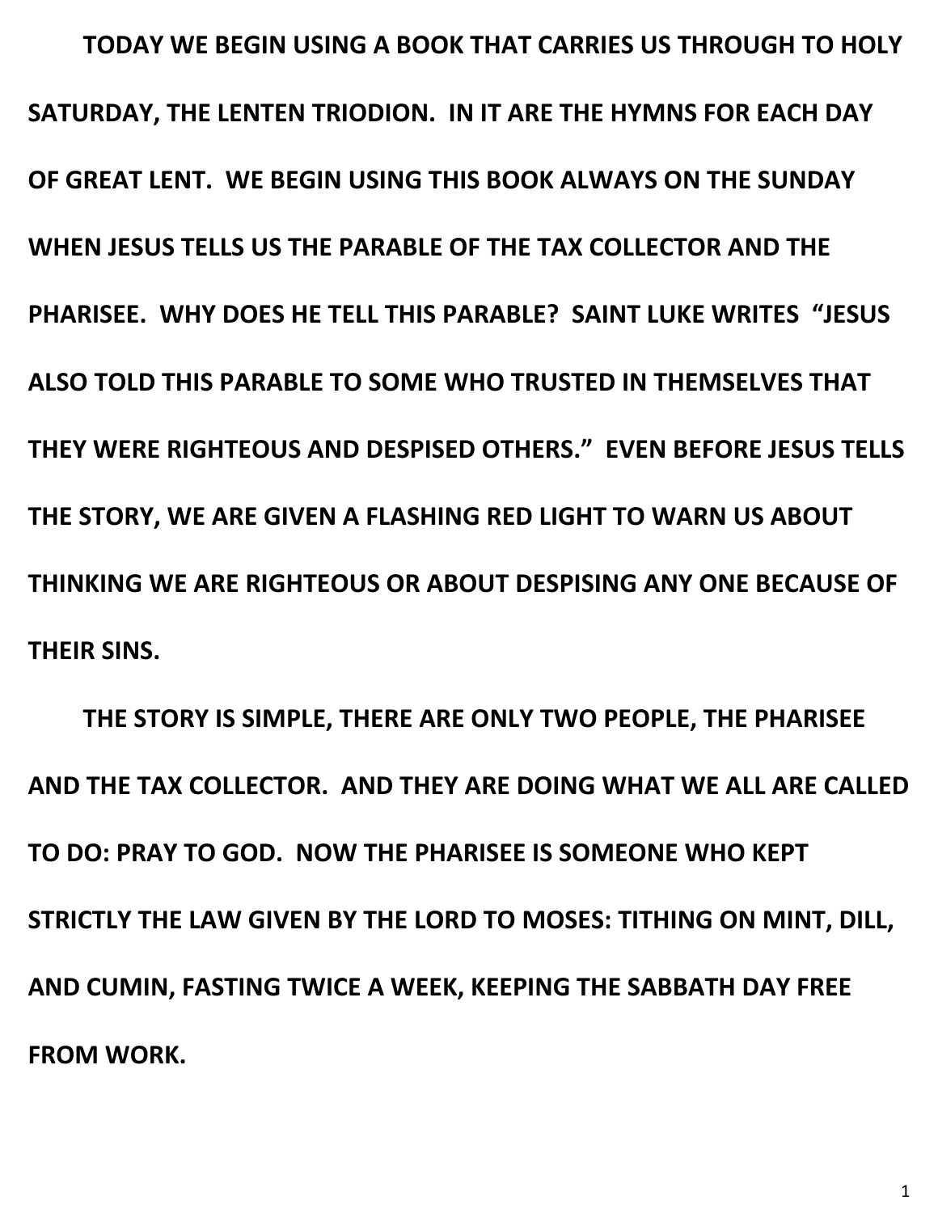**TODAY WE BEGIN USING A BOOK THAT CARRIES US THROUGH TO HOLY SATURDAY, THE LENTEN TRIODION. IN IT ARE THE HYMNS FOR EACH DAY OF GREAT LENT. WE BEGIN USING THIS BOOK ALWAYS ON THE SUNDAY WHEN JESUS TELLS US THE PARABLE OF THE TAX COLLECTOR AND THE PHARISEE. WHY DOES HE TELL THIS PARABLE? SAINT LUKE WRITES "JESUS ALSO TOLD THIS PARABLE TO SOME WHO TRUSTED IN THEMSELVES THAT THEY WERE RIGHTEOUS AND DESPISED OTHERS." EVEN BEFORE JESUS TELLS THE STORY, WE ARE GIVEN A FLASHING RED LIGHT TO WARN US ABOUT THINKING WE ARE RIGHTEOUS OR ABOUT DESPISING ANY ONE BECAUSE OF THEIR SINS.**

**THE STORY IS SIMPLE, THERE ARE ONLY TWO PEOPLE, THE PHARISEE AND THE TAX COLLECTOR. AND THEY ARE DOING WHAT WE ALL ARE CALLED TO DO: PRAY TO GOD. NOW THE PHARISEE IS SOMEONE WHO KEPT STRICTLY THE LAW GIVEN BY THE LORD TO MOSES: TITHING ON MINT, DILL, AND CUMIN, FASTING TWICE A WEEK, KEEPING THE SABBATH DAY FREE FROM WORK.**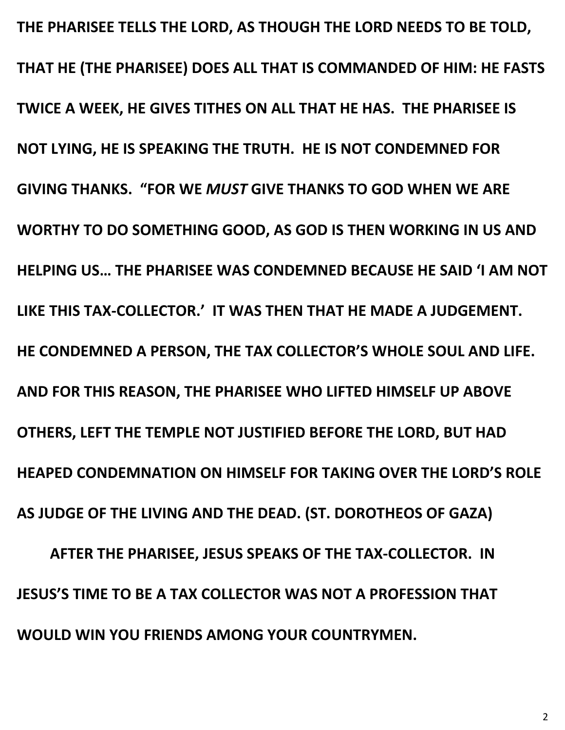**THE PHARISEE TELLS THE LORD, AS THOUGH THE LORD NEEDS TO BE TOLD, THAT HE (THE PHARISEE) DOES ALL THAT IS COMMANDED OF HIM: HE FASTS TWICE A WEEK, HE GIVES TITHES ON ALL THAT HE HAS. THE PHARISEE IS NOT LYING, HE IS SPEAKING THE TRUTH. HE IS NOT CONDEMNED FOR GIVING THANKS. "FOR WE *MUST* GIVE THANKS TO GOD WHEN WE ARE WORTHY TO DO SOMETHING GOOD, AS GOD IS THEN WORKING IN US AND HELPING US… THE PHARISEE WAS CONDEMNED BECAUSE HE SAID 'I AM NOT LIKE THIS TAX-COLLECTOR.' IT WAS THEN THAT HE MADE A JUDGEMENT. HE CONDEMNED A PERSON, THE TAX COLLECTOR'S WHOLE SOUL AND LIFE. AND FOR THIS REASON, THE PHARISEE WHO LIFTED HIMSELF UP ABOVE OTHERS, LEFT THE TEMPLE NOT JUSTIFIED BEFORE THE LORD, BUT HAD HEAPED CONDEMNATION ON HIMSELF FOR TAKING OVER THE LORD'S ROLE AS JUDGE OF THE LIVING AND THE DEAD. (ST. DOROTHEOS OF GAZA)**

**AFTER THE PHARISEE, JESUS SPEAKS OF THE TAX-COLLECTOR. IN JESUS'S TIME TO BE A TAX COLLECTOR WAS NOT A PROFESSION THAT WOULD WIN YOU FRIENDS AMONG YOUR COUNTRYMEN.**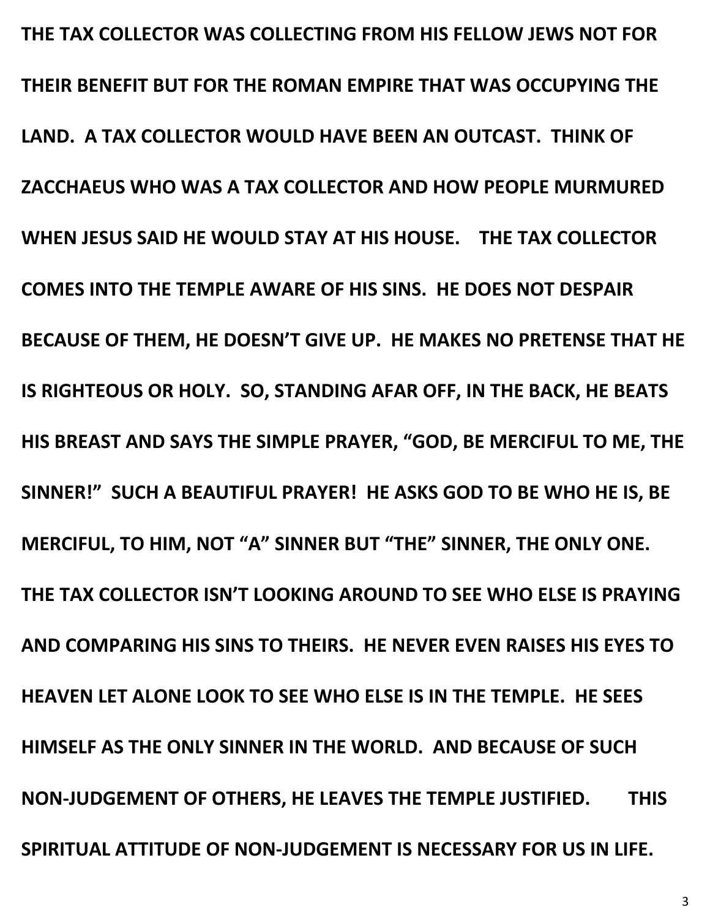**THE TAX COLLECTOR WAS COLLECTING FROM HIS FELLOW JEWS NOT FOR THEIR BENEFIT BUT FOR THE ROMAN EMPIRE THAT WAS OCCUPYING THE LAND. A TAX COLLECTOR WOULD HAVE BEEN AN OUTCAST. THINK OF ZACCHAEUS WHO WAS A TAX COLLECTOR AND HOW PEOPLE MURMURED WHEN JESUS SAID HE WOULD STAY AT HIS HOUSE. THE TAX COLLECTOR COMES INTO THE TEMPLE AWARE OF HIS SINS. HE DOES NOT DESPAIR BECAUSE OF THEM, HE DOESN'T GIVE UP. HE MAKES NO PRETENSE THAT HE IS RIGHTEOUS OR HOLY. SO, STANDING AFAR OFF, IN THE BACK, HE BEATS HIS BREAST AND SAYS THE SIMPLE PRAYER, "GOD, BE MERCIFUL TO ME, THE SINNER!" SUCH A BEAUTIFUL PRAYER! HE ASKS GOD TO BE WHO HE IS, BE MERCIFUL, TO HIM, NOT "A" SINNER BUT "THE" SINNER, THE ONLY ONE. THE TAX COLLECTOR ISN'T LOOKING AROUND TO SEE WHO ELSE IS PRAYING AND COMPARING HIS SINS TO THEIRS. HE NEVER EVEN RAISES HIS EYES TO HEAVEN LET ALONE LOOK TO SEE WHO ELSE IS IN THE TEMPLE. HE SEES HIMSELF AS THE ONLY SINNER IN THE WORLD. AND BECAUSE OF SUCH NON-JUDGEMENT OF OTHERS, HE LEAVES THE TEMPLE JUSTIFIED. THIS SPIRITUAL ATTITUDE OF NON-JUDGEMENT IS NECESSARY FOR US IN LIFE.**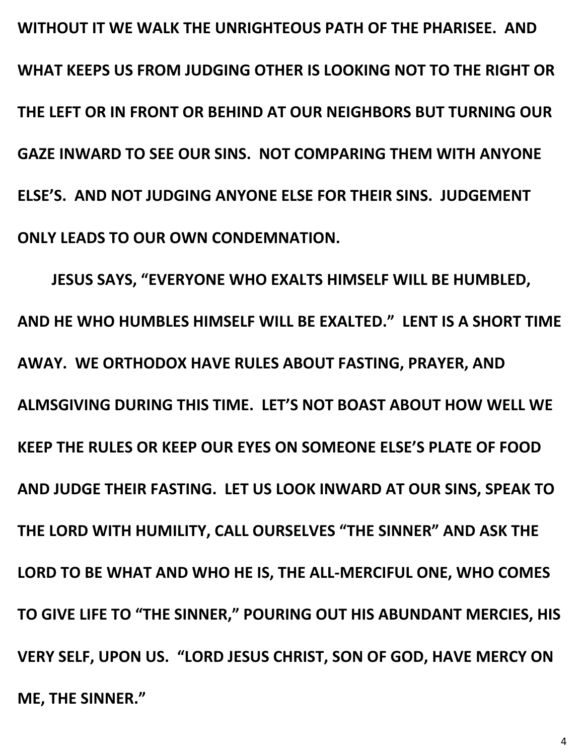**WITHOUT IT WE WALK THE UNRIGHTEOUS PATH OF THE PHARISEE. AND WHAT KEEPS US FROM JUDGING OTHER IS LOOKING NOT TO THE RIGHT OR THE LEFT OR IN FRONT OR BEHIND AT OUR NEIGHBORS BUT TURNING OUR GAZE INWARD TO SEE OUR SINS. NOT COMPARING THEM WITH ANYONE ELSE'S. AND NOT JUDGING ANYONE ELSE FOR THEIR SINS. JUDGEMENT ONLY LEADS TO OUR OWN CONDEMNATION.**

**JESUS SAYS, "EVERYONE WHO EXALTS HIMSELF WILL BE HUMBLED, AND HE WHO HUMBLES HIMSELF WILL BE EXALTED." LENT IS A SHORT TIME AWAY. WE ORTHODOX HAVE RULES ABOUT FASTING, PRAYER, AND ALMSGIVING DURING THIS TIME. LET'S NOT BOAST ABOUT HOW WELL WE KEEP THE RULES OR KEEP OUR EYES ON SOMEONE ELSE'S PLATE OF FOOD AND JUDGE THEIR FASTING. LET US LOOK INWARD AT OUR SINS, SPEAK TO THE LORD WITH HUMILITY, CALL OURSELVES "THE SINNER" AND ASK THE LORD TO BE WHAT AND WHO HE IS, THE ALL-MERCIFUL ONE, WHO COMES TO GIVE LIFE TO "THE SINNER," POURING OUT HIS ABUNDANT MERCIES, HIS VERY SELF, UPON US. "LORD JESUS CHRIST, SON OF GOD, HAVE MERCY ON ME, THE SINNER."**